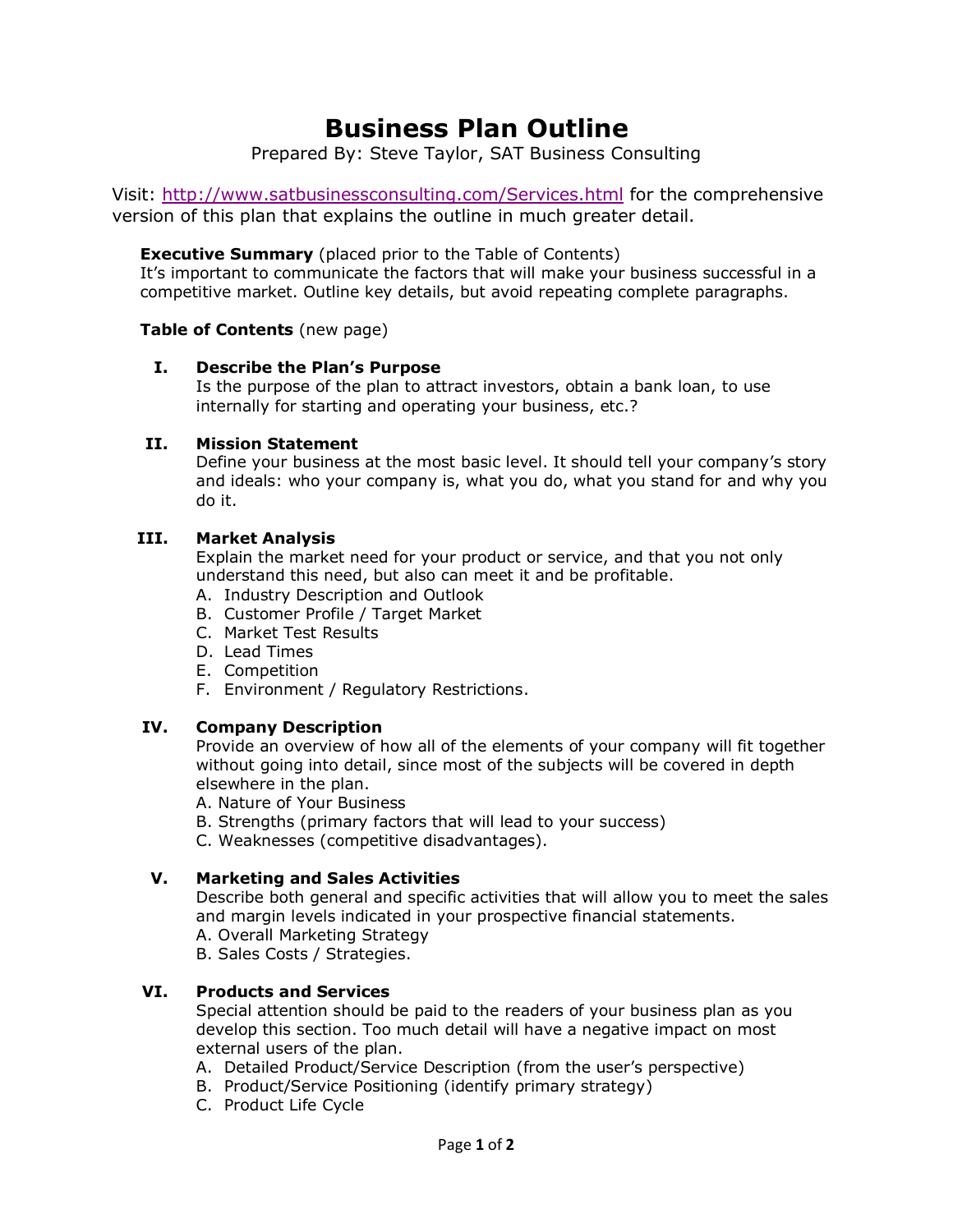# Business Plan Outline

Prepared By: Steve Taylor, SAT Business Consulting

Visit: [http://www.satbusinessconsulting.com/Services.html](http://www.satbusinessconsulting.com/Services.html) for the comprehensive version of this plan that explains the outline in much greater detail.

**Executive Summary** (placed prior to the Table of Contents)
It's important to communicate the factors that will make your business successful in a competitive market. Outline key details, but avoid repeating complete paragraphs.

**Table of Contents** (new page)

**I. Describe the Plan's Purpose**
Is the purpose of the plan to attract investors, obtain a bank loan, to use internally for starting and operating your business, etc.?

**II. Mission Statement**
Define your business at the most basic level. It should tell your company's story and ideals: who your company is, what you do, what you stand for and why you do it.

**III. Market Analysis**
Explain the market need for your product or service, and that you not only understand this need, but also can meet it and be profitable.

A. Industry Description and Outlook
B. Customer Profile / Target Market
C. Market Test Results
D. Lead Times
E. Competition
F. Environment / Regulatory Restrictions.

**IV. Company Description**
Provide an overview of how all of the elements of your company will fit together without going into detail, since most of the subjects will be covered in depth elsewhere in the plan.

A. Nature of Your Business
B. Strengths (primary factors that will lead to your success)
C. Weaknesses (competitive disadvantages).

**V. Marketing and Sales Activities**
Describe both general and specific activities that will allow you to meet the sales and margin levels indicated in your prospective financial statements.

A. Overall Marketing Strategy
B. Sales Costs / Strategies.

**VI. Products and Services**
Special attention should be paid to the readers of your business plan as you develop this section. Too much detail will have a negative impact on most external users of the plan.

A. Detailed Product/Service Description (from the user's perspective)
B. Product/Service Positioning (identify primary strategy)
C. Product Life Cycle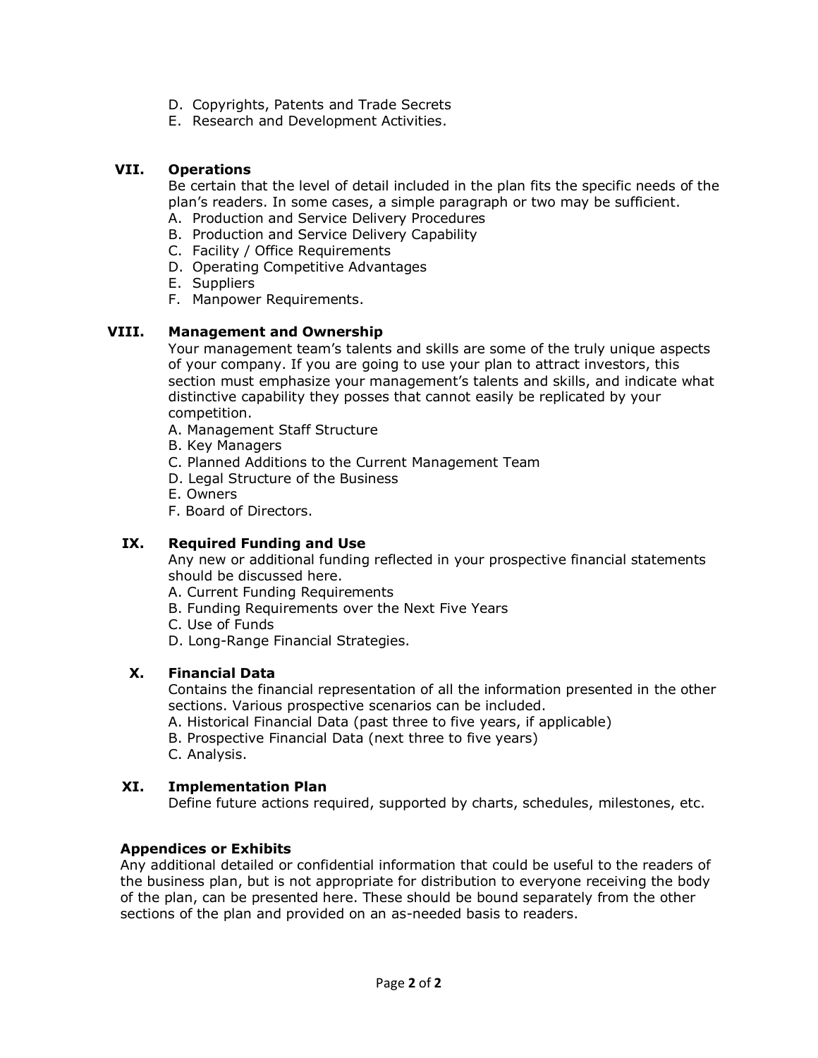D. Copyrights, Patents and Trade Secrets
E. Research and Development Activities.

## VII. Operations

Be certain that the level of detail included in the plan fits the specific needs of the plan's readers. In some cases, a simple paragraph or two may be sufficient.

A. Production and Service Delivery Procedures
B. Production and Service Delivery Capability
C. Facility / Office Requirements
D. Operating Competitive Advantages
E. Suppliers
F. Manpower Requirements.

## VIII. Management and Ownership

Your management team's talents and skills are some of the truly unique aspects of your company. If you are going to use your plan to attract investors, this section must emphasize your management's talents and skills, and indicate what distinctive capability they posses that cannot easily be replicated by your competition.

A. Management Staff Structure
B. Key Managers
C. Planned Additions to the Current Management Team
D. Legal Structure of the Business
E. Owners
F. Board of Directors.

## IX. Required Funding and Use

Any new or additional funding reflected in your prospective financial statements should be discussed here.

A. Current Funding Requirements
B. Funding Requirements over the Next Five Years
C. Use of Funds
D. Long-Range Financial Strategies.

## X. Financial Data

Contains the financial representation of all the information presented in the other sections. Various prospective scenarios can be included.

A. Historical Financial Data (past three to five years, if applicable)
B. Prospective Financial Data (next three to five years)
C. Analysis.

## XI. Implementation Plan

Define future actions required, supported by charts, schedules, milestones, etc.

## Appendices or Exhibits

Any additional detailed or confidential information that could be useful to the readers of the business plan, but is not appropriate for distribution to everyone receiving the body of the plan, can be presented here. These should be bound separately from the other sections of the plan and provided on an as-needed basis to readers.